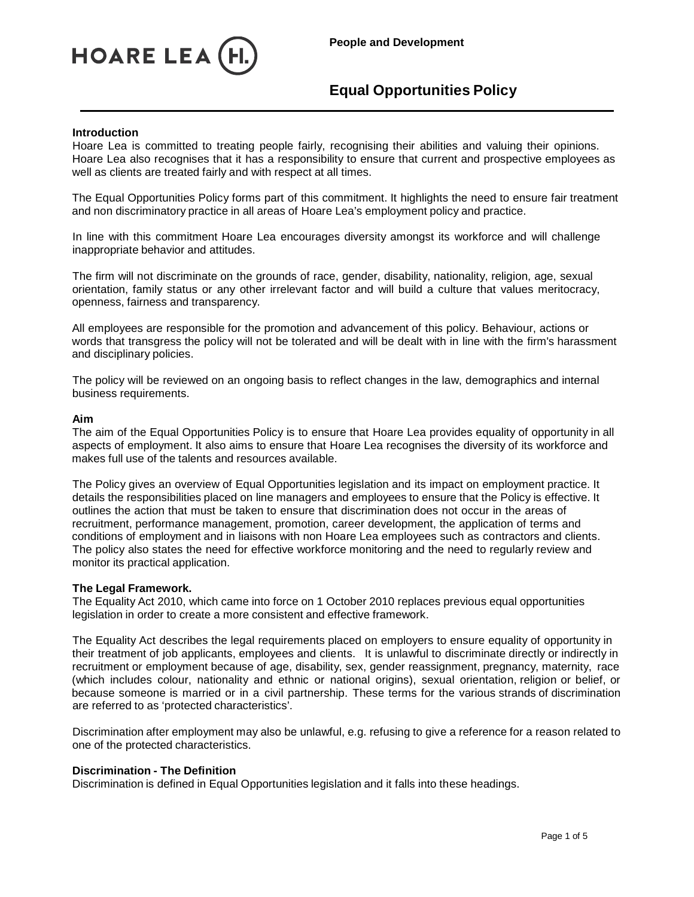People and Development

# Equal Opportunities Policy

## Introduction

Hoare Lea is committed to treating people fairly, recognising their abilities and valuing their opinions. Hoare Lea also recognises that it has a responsibility to ensure that current and prospective employees as well as clients are treated fairly and with respect at all times.

The Equal Opportunities Policy forms part of this commitment. It highlights the need to ensure fair treatment and non discriminatory practice in all areas of Hoare Lea's employment policy and practice.

In line with this commitment Hoare Lea encourages diversity amongst its workforce and will challenge inappropriate behavior and attitudes.

The firm will not discriminate on the grounds of race, gender, disability, nationality, religion, age, sexual orientation, family status or any other irrelevant factor and will build a culture that values meritocracy, openness, fairness and transparency.

All employees are responsible for the promotion and advancement of this policy. Behaviour, actions or words that transgress the policy will not be tolerated and will be dealt with in line with the firm's harassment and disciplinary policies.

The policy will be reviewed on an ongoing basis to reflect changes in the law, demographics and internal business requirements.

## Aim

The aim of the Equal Opportunities Policy is to ensure that Hoare Lea provides equality of opportunity in all aspects of employment. It also aims to ensure that Hoare Lea recognises the diversity of its workforce and makes full use of the talents and resources available.

The Policy gives an overview of Equal Opportunities legislation and its impact on employment practice. It details the responsibilities placed on line managers and employees to ensure that the Policy is effective. It outlines the action that must be taken to ensure that discrimination does not occur in the areas of recruitment, performance management, promotion, career development, the application of terms and conditions of employment and in liaisons with non Hoare Lea employees such as contractors and clients. The policy also states the need for effective workforce monitoring and the need to regularly review and monitor its practical application.

## The Legal Framework.

The Equality Act 2010, which came into force on 1 October 2010 replaces previous equal opportunities legislation in order to create a more consistent and effective framework.

The Equality Act describes the legal requirements placed on employers to ensure equality of opportunity in their treatment of job applicants, employees and clients. It is unlawful to discriminate directly or indirectly in recruitment or employment because of age, disability, sex, gender reassignment, pregnancy, maternity, race (which includes colour, nationality and ethnic or national origins), sexual orientation, religion or belief, or because someone is married or in a civil partnership. These terms for the various strands of discrimination are referred to as 'protected characteristics'.

Discrimination after employment may also be unlawful, e.g. refusing to give a reference for a reason related to one of the protected characteristics.

## Discrimination - The Definition

Discrimination is defined in Equal Opportunities legislation and it falls into these headings.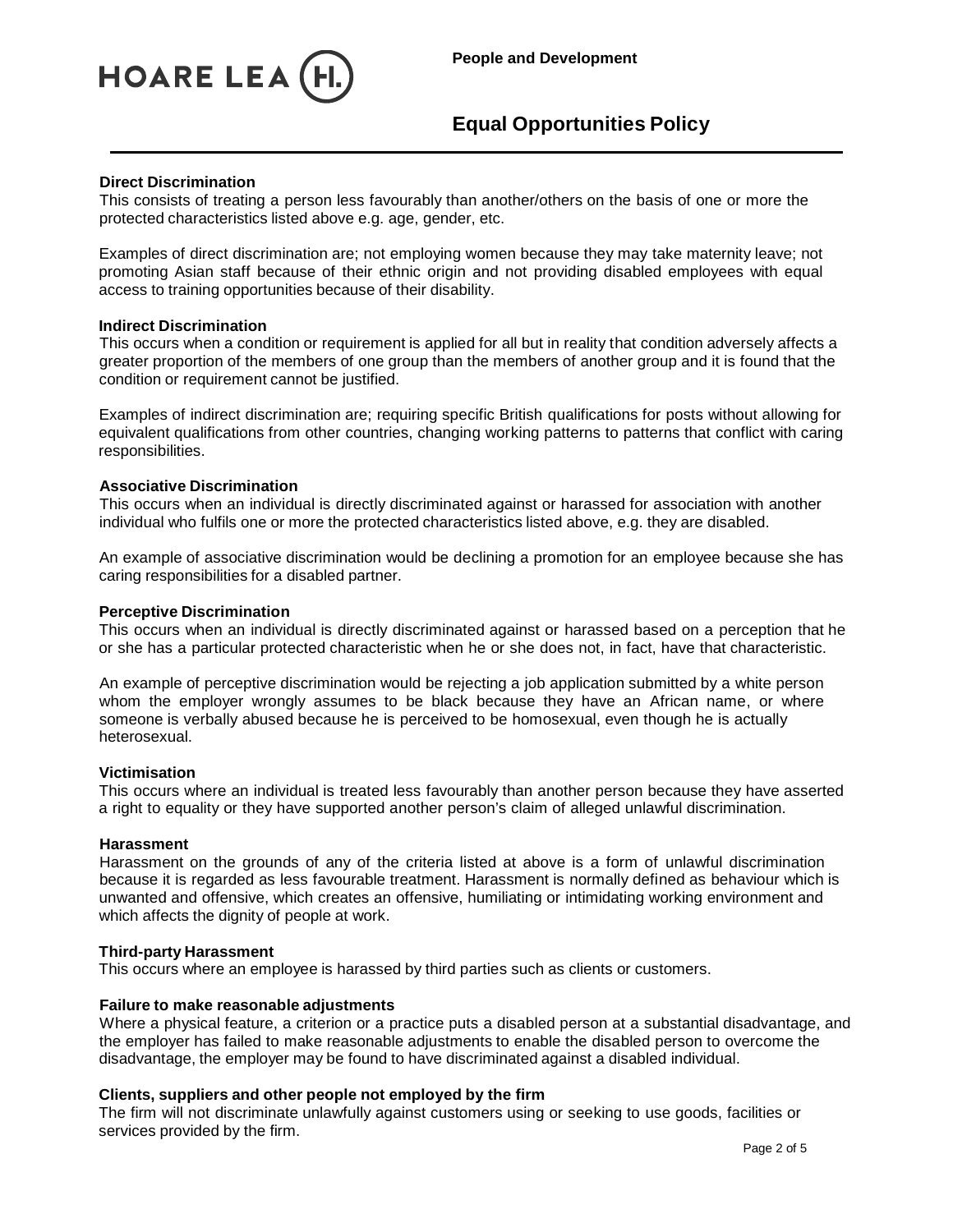**Direct Discrimination**
This consists of treating a person less favourably than another/others on the basis of one or more the protected characteristics listed above e.g. age, gender, etc.

Examples of direct discrimination are; not employing women because they may take maternity leave; not promoting Asian staff because of their ethnic origin and not providing disabled employees with equal access to training opportunities because of their disability.

**Indirect Discrimination**
This occurs when a condition or requirement is applied for all but in reality that condition adversely affects a greater proportion of the members of one group than the members of another group and it is found that the condition or requirement cannot be justified.

Examples of indirect discrimination are; requiring specific British qualifications for posts without allowing for equivalent qualifications from other countries, changing working patterns to patterns that conflict with caring responsibilities.

**Associative Discrimination**
This occurs when an individual is directly discriminated against or harassed for association with another individual who fulfils one or more the protected characteristics listed above, e.g. they are disabled.

An example of associative discrimination would be declining a promotion for an employee because she has caring responsibilities for a disabled partner.

**Perceptive Discrimination**
This occurs when an individual is directly discriminated against or harassed based on a perception that he or she has a particular protected characteristic when he or she does not, in fact, have that characteristic.

An example of perceptive discrimination would be rejecting a job application submitted by a white person whom the employer wrongly assumes to be black because they have an African name, or where someone is verbally abused because he is perceived to be homosexual, even though he is actually heterosexual.

**Victimisation**
This occurs where an individual is treated less favourably than another person because they have asserted a right to equality or they have supported another person's claim of alleged unlawful discrimination.

**Harassment**
Harassment on the grounds of any of the criteria listed at above is a form of unlawful discrimination because it is regarded as less favourable treatment. Harassment is normally defined as behaviour which is unwanted and offensive, which creates an offensive, humiliating or intimidating working environment and which affects the dignity of people at work.

**Third-party Harassment**
This occurs where an employee is harassed by third parties such as clients or customers.

**Failure to make reasonable adjustments**
Where a physical feature, a criterion or a practice puts a disabled person at a substantial disadvantage, and the employer has failed to make reasonable adjustments to enable the disabled person to overcome the disadvantage, the employer may be found to have discriminated against a disabled individual.

**Clients, suppliers and other people not employed by the firm**
The firm will not discriminate unlawfully against customers using or seeking to use goods, facilities or services provided by the firm.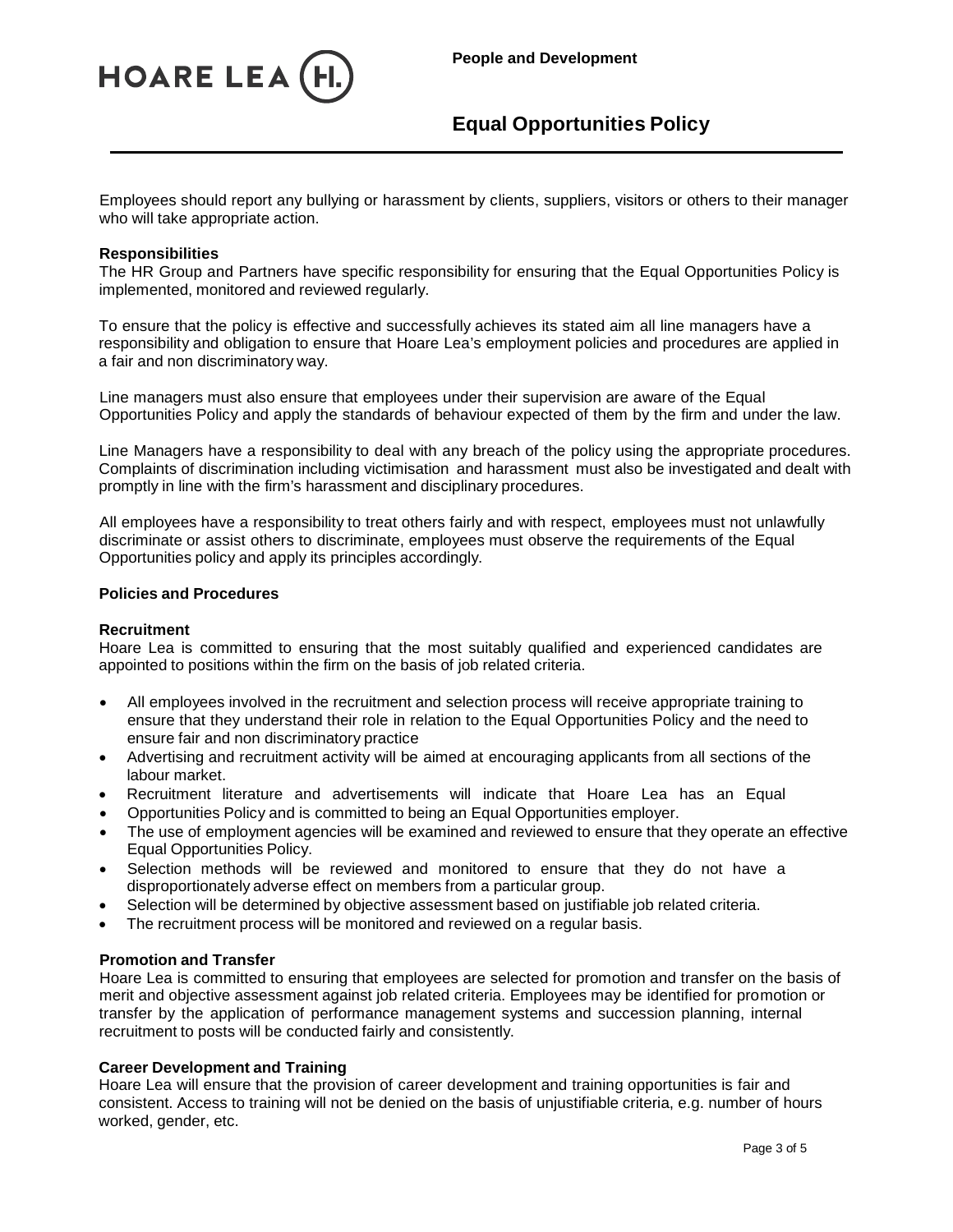Employees should report any bullying or harassment by clients, suppliers, visitors or others to their manager who will take appropriate action.

**Responsibilities**

The HR Group and Partners have specific responsibility for ensuring that the Equal Opportunities Policy is implemented, monitored and reviewed regularly.

To ensure that the policy is effective and successfully achieves its stated aim all line managers have a responsibility and obligation to ensure that Hoare Lea's employment policies and procedures are applied in a fair and non discriminatory way.

Line managers must also ensure that employees under their supervision are aware of the Equal Opportunities Policy and apply the standards of behaviour expected of them by the firm and under the law.

Line Managers have a responsibility to deal with any breach of the policy using the appropriate procedures. Complaints of discrimination including victimisation and harassment must also be investigated and dealt with promptly in line with the firm's harassment and disciplinary procedures.

All employees have a responsibility to treat others fairly and with respect, employees must not unlawfully discriminate or assist others to discriminate, employees must observe the requirements of the Equal Opportunities policy and apply its principles accordingly.

**Policies and Procedures**

**Recruitment**

Hoare Lea is committed to ensuring that the most suitably qualified and experienced candidates are appointed to positions within the firm on the basis of job related criteria.

- All employees involved in the recruitment and selection process will receive appropriate training to ensure that they understand their role in relation to the Equal Opportunities Policy and the need to ensure fair and non discriminatory practice
- Advertising and recruitment activity will be aimed at encouraging applicants from all sections of the labour market.
- Recruitment literature and advertisements will indicate that Hoare Lea has an Equal
- Opportunities Policy and is committed to being an Equal Opportunities employer.
- The use of employment agencies will be examined and reviewed to ensure that they operate an effective Equal Opportunities Policy.
- Selection methods will be reviewed and monitored to ensure that they do not have a disproportionately adverse effect on members from a particular group.
- Selection will be determined by objective assessment based on justifiable job related criteria.
- The recruitment process will be monitored and reviewed on a regular basis.

**Promotion and Transfer**

Hoare Lea is committed to ensuring that employees are selected for promotion and transfer on the basis of merit and objective assessment against job related criteria. Employees may be identified for promotion or transfer by the application of performance management systems and succession planning, internal recruitment to posts will be conducted fairly and consistently.

**Career Development and Training**

Hoare Lea will ensure that the provision of career development and training opportunities is fair and consistent. Access to training will not be denied on the basis of unjustifiable criteria, e.g. number of hours worked, gender, etc.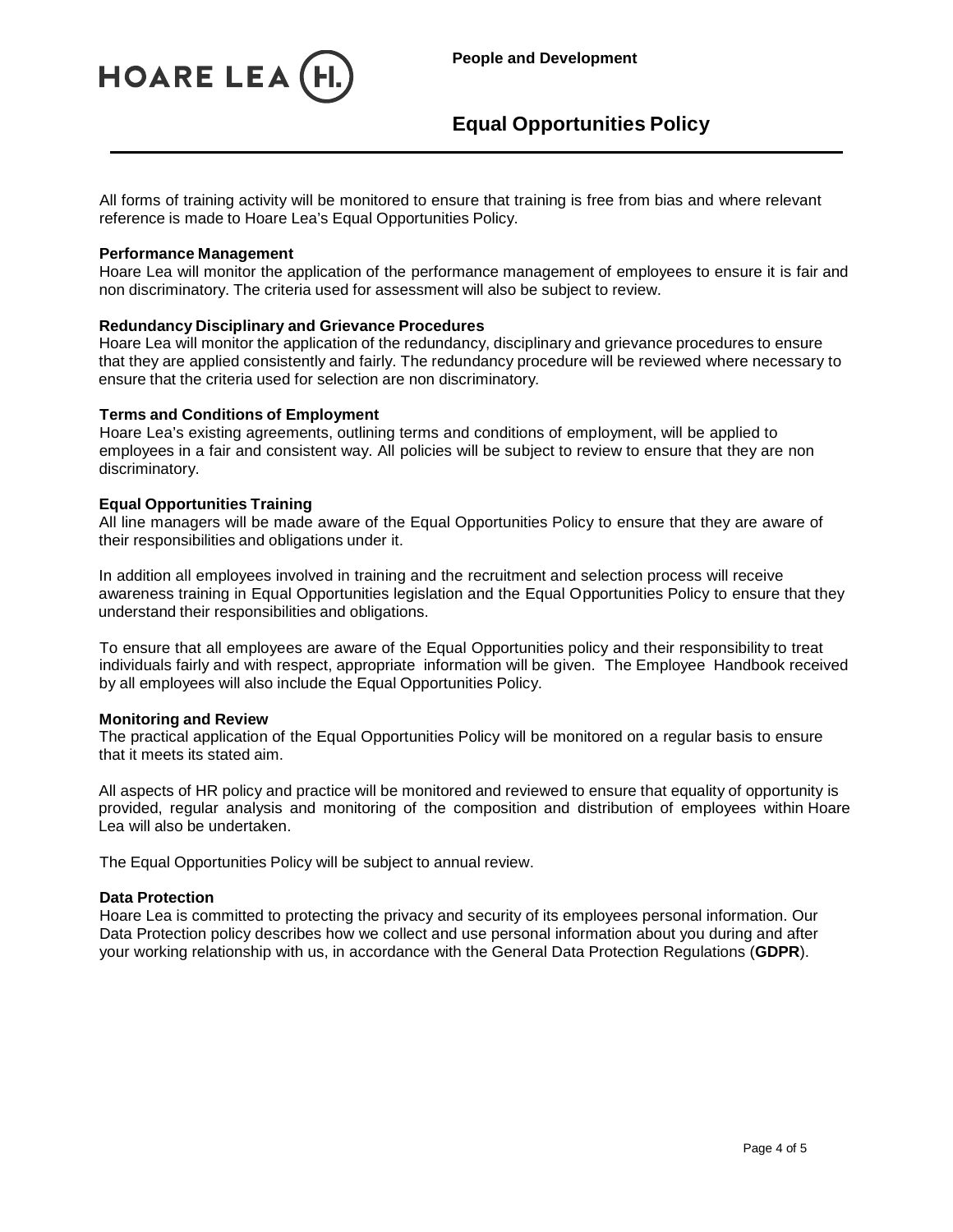All forms of training activity will be monitored to ensure that training is free from bias and where relevant reference is made to Hoare Lea's Equal Opportunities Policy.

**Performance Management**
Hoare Lea will monitor the application of the performance management of employees to ensure it is fair and non discriminatory. The criteria used for assessment will also be subject to review.

**Redundancy Disciplinary and Grievance Procedures**
Hoare Lea will monitor the application of the redundancy, disciplinary and grievance procedures to ensure that they are applied consistently and fairly. The redundancy procedure will be reviewed where necessary to ensure that the criteria used for selection are non discriminatory.

**Terms and Conditions of Employment**
Hoare Lea's existing agreements, outlining terms and conditions of employment, will be applied to employees in a fair and consistent way. All policies will be subject to review to ensure that they are non discriminatory.

**Equal Opportunities Training**
All line managers will be made aware of the Equal Opportunities Policy to ensure that they are aware of their responsibilities and obligations under it.

In addition all employees involved in training and the recruitment and selection process will receive awareness training in Equal Opportunities legislation and the Equal Opportunities Policy to ensure that they understand their responsibilities and obligations.

To ensure that all employees are aware of the Equal Opportunities policy and their responsibility to treat individuals fairly and with respect, appropriate information will be given. The Employee Handbook received by all employees will also include the Equal Opportunities Policy.

**Monitoring and Review**
The practical application of the Equal Opportunities Policy will be monitored on a regular basis to ensure that it meets its stated aim.

All aspects of HR policy and practice will be monitored and reviewed to ensure that equality of opportunity is provided, regular analysis and monitoring of the composition and distribution of employees within Hoare Lea will also be undertaken.

The Equal Opportunities Policy will be subject to annual review.

**Data Protection**
Hoare Lea is committed to protecting the privacy and security of its employees personal information. Our Data Protection policy describes how we collect and use personal information about you during and after your working relationship with us, in accordance with the General Data Protection Regulations (**GDPR**).